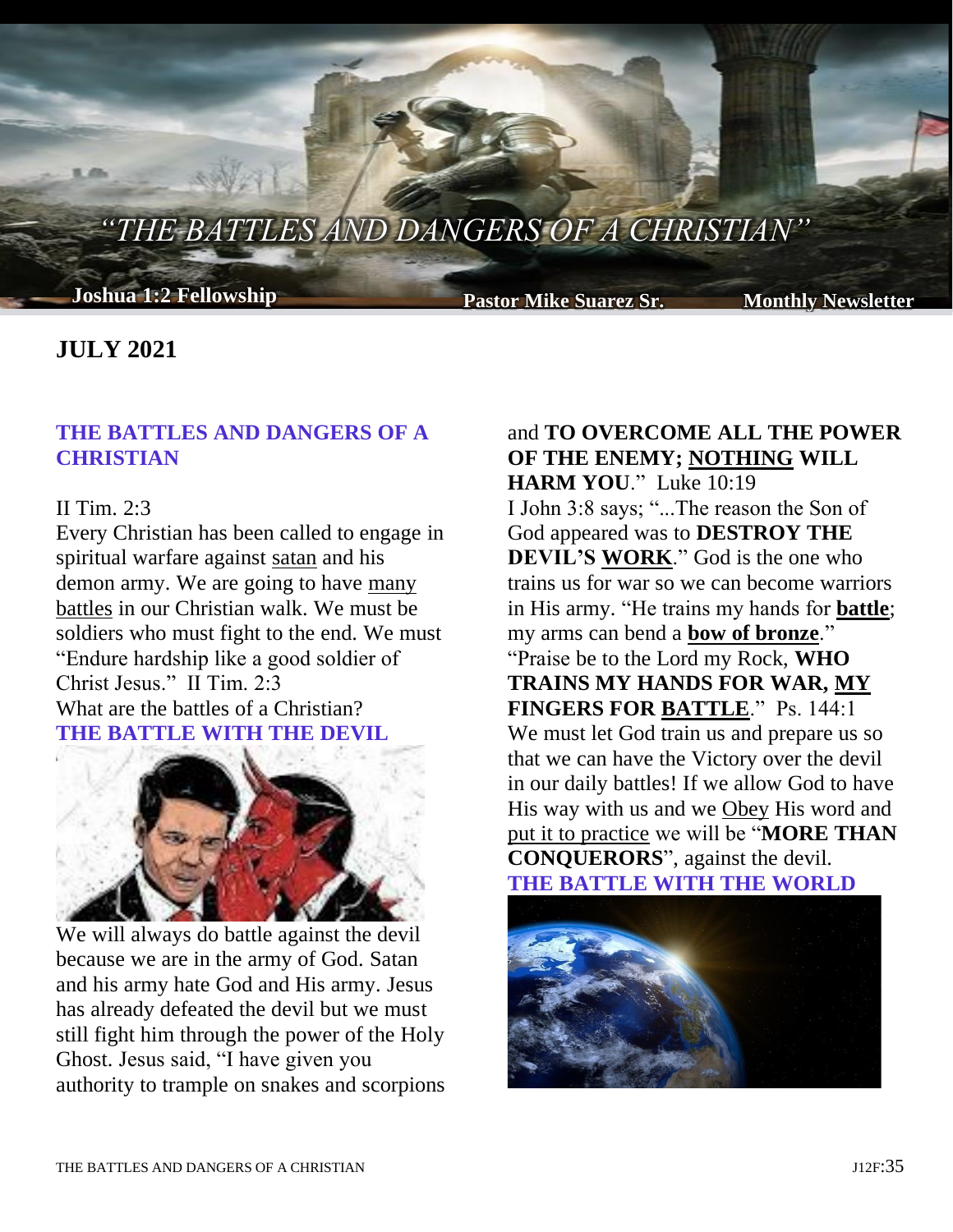# "THE BATTLES AND DANGERS OF A CHRISTIAN"

**Joshua 1:2 Fellowship** **Pastor Mike Suarez Sr.** **Monthly Newsletter**

## JULY 2021

### THE BATTLES AND DANGERS OF A CHRISTIAN

II Tim. 2:3

Every Christian has been called to engage in spiritual warfare against satan and his demon army. We are going to have many battles in our Christian walk. We must be soldiers who must fight to the end. We must "Endure hardship like a good soldier of Christ Jesus." II Tim. 2:3

What are the battles of a Christian?

### THE BATTLE WITH THE DEVIL

We will always do battle against the devil because we are in the army of God. Satan and his army hate God and His army. Jesus has already defeated the devil but we must still fight him through the power of the Holy Ghost. Jesus said, "I have given you authority to trample on snakes and scorpions and **TO OVERCOME ALL THE POWER OF THE ENEMY; NOTHING WILL HARM YOU**." Luke 10:19

I John 3:8 says; "...The reason the Son of God appeared was to **DESTROY THE DEVIL'S WORK**." God is the one who trains us for war so we can become warriors in His army. "He trains my hands for **battle**; my arms can bend a **bow of bronze**." "Praise be to the Lord my Rock, **WHO TRAINS MY HANDS FOR WAR, MY FINGERS FOR BATTLE**." Ps. 144:1

We must let God train us and prepare us so that we can have the Victory over the devil in our daily battles! If we allow God to have His way with us and we Obey His word and put it to practice we will be "**MORE THAN CONQUERORS**", against the devil.

### THE BATTLE WITH THE WORLD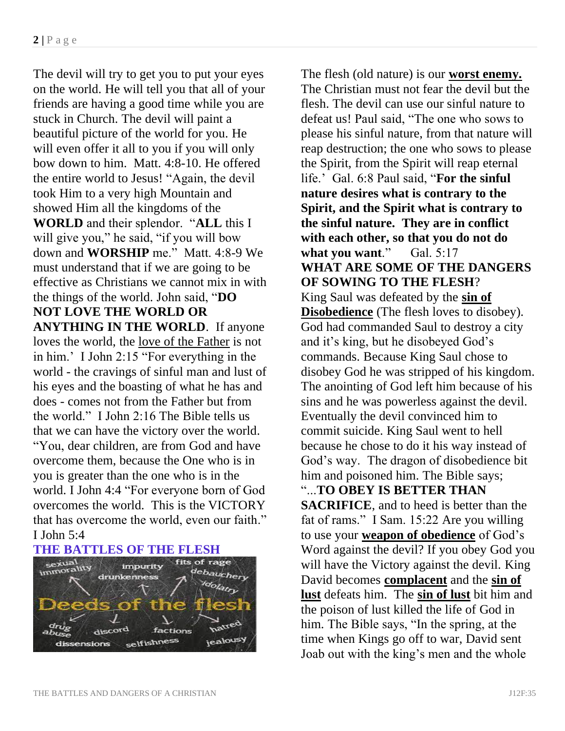The devil will try to get you to put your eyes on the world. He will tell you that all of your friends are having a good time while you are stuck in Church. The devil will paint a beautiful picture of the world for you. He will even offer it all to you if you will only bow down to him. Matt. 4:8-10. He offered the entire world to Jesus! "Again, the devil took Him to a very high Mountain and showed Him all the kingdoms of the **WORLD** and their splendor. "**ALL** this I will give you," he said, "if you will bow down and **WORSHIP** me." Matt. 4:8-9 We must understand that if we are going to be effective as Christians we cannot mix in with the things of the world. John said, "**DO NOT LOVE THE WORLD OR ANYTHING IN THE WORLD**. If anyone loves the world, the love of the Father is not in him.' I John 2:15 "For everything in the world - the cravings of sinful man and lust of his eyes and the boasting of what he has and does - comes not from the Father but from the world." I John 2:16 The Bible tells us that we can have the victory over the world. "You, dear children, are from God and have overcome them, because the One who is in you is greater than the one who is in the world. I John 4:4 "For everyone born of God overcomes the world. This is the VICTORY that has overcome the world, even our faith." I John 5:4

**THE BATTLES OF THE FLESH**

The flesh (old nature) is our **worst enemy.** The Christian must not fear the devil but the flesh. The devil can use our sinful nature to defeat us! Paul said, "The one who sows to please his sinful nature, from that nature will reap destruction; the one who sows to please the Spirit, from the Spirit will reap eternal life.' Gal. 6:8 Paul said, "**For the sinful nature desires what is contrary to the Spirit, and the Spirit what is contrary to the sinful nature. They are in conflict with each other, so that you do not do what you want**." Gal. 5:17

**WHAT ARE SOME OF THE DANGERS OF SOWING TO THE FLESH**?

King Saul was defeated by the **sin of Disobedience** (The flesh loves to disobey). God had commanded Saul to destroy a city and it's king, but he disobeyed God's commands. Because King Saul chose to disobey God he was stripped of his kingdom. The anointing of God left him because of his sins and he was powerless against the devil. Eventually the devil convinced him to commit suicide. King Saul went to hell because he chose to do it his way instead of God's way. The dragon of disobedience bit him and poisoned him. The Bible says; "...**TO OBEY IS BETTER THAN SACRIFICE**, and to heed is better than the fat of rams." I Sam. 15:22 Are you willing to use your **weapon of obedience** of God's Word against the devil? If you obey God you will have the Victory against the devil. King David becomes **complacent** and the **sin of lust** defeats him. The **sin of lust** bit him and the poison of lust killed the life of God in him. The Bible says, "In the spring, at the time when Kings go off to war, David sent Joab out with the king's men and the whole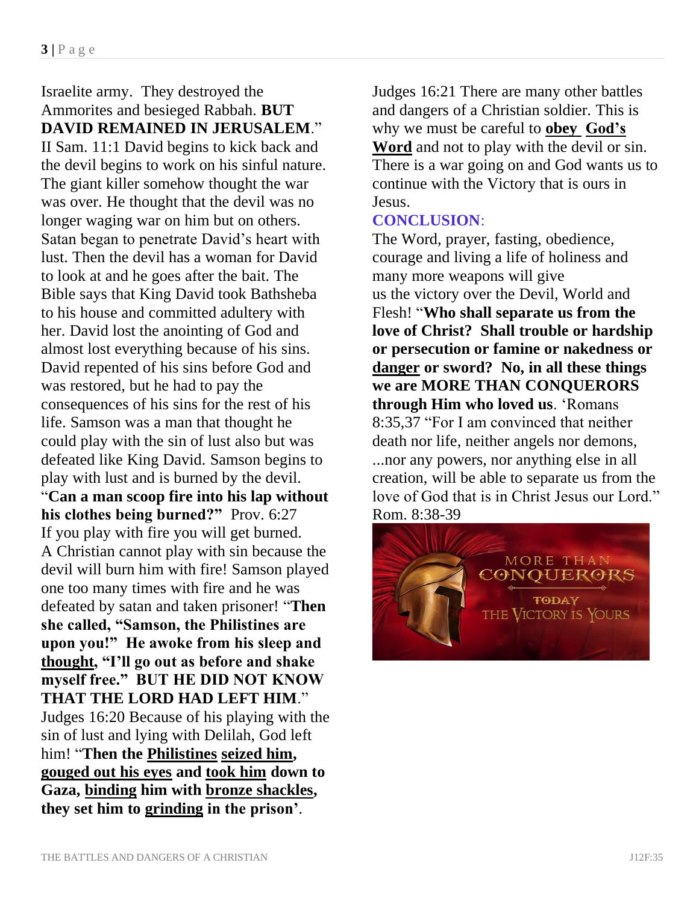Israelite army. They destroyed the Ammorites and besieged Rabbah. **BUT DAVID REMAINED IN JERUSALEM**." II Sam. 11:1 David begins to kick back and the devil begins to work on his sinful nature. The giant killer somehow thought the war was over. He thought that the devil was no longer waging war on him but on others. Satan began to penetrate David's heart with lust. Then the devil has a woman for David to look at and he goes after the bait. The Bible says that King David took Bathsheba to his house and committed adultery with her. David lost the anointing of God and almost lost everything because of his sins. David repented of his sins before God and was restored, but he had to pay the consequences of his sins for the rest of his life. Samson was a man that thought he could play with the sin of lust also but was defeated like King David. Samson begins to play with lust and is burned by the devil. "**Can a man scoop fire into his lap without his clothes being burned?"** Prov. 6:27 If you play with fire you will get burned. A Christian cannot play with sin because the devil will burn him with fire! Samson played one too many times with fire and he was defeated by satan and taken prisoner! "**Then she called, "Samson, the Philistines are upon you!" He awoke from his sleep and thought, "I'll go out as before and shake myself free." BUT HE DID NOT KNOW THAT THE LORD HAD LEFT HIM**." Judges 16:20 Because of his playing with the sin of lust and lying with Delilah, God left him! "**Then the Philistines seized him, gouged out his eyes and took him down to Gaza, binding him with bronze shackles, they set him to grinding in the prison'**. Judges 16:21 There are many other battles and dangers of a Christian soldier. This is why we must be careful to **obey God's Word** and not to play with the devil or sin. There is a war going on and God wants us to continue with the Victory that is ours in Jesus.

## CONCLUSION:

The Word, prayer, fasting, obedience, courage and living a life of holiness and many more weapons will give us the victory over the Devil, World and Flesh! "**Who shall separate us from the love of Christ? Shall trouble or hardship or persecution or famine or nakedness or danger or sword? No, in all these things we are MORE THAN CONQUERORS through Him who loved us**. 'Romans 8:35,37 "For I am convinced that neither death nor life, neither angels nor demons, ...nor any powers, nor anything else in all creation, will be able to separate us from the love of God that is in Christ Jesus our Lord." Rom. 8:38-39